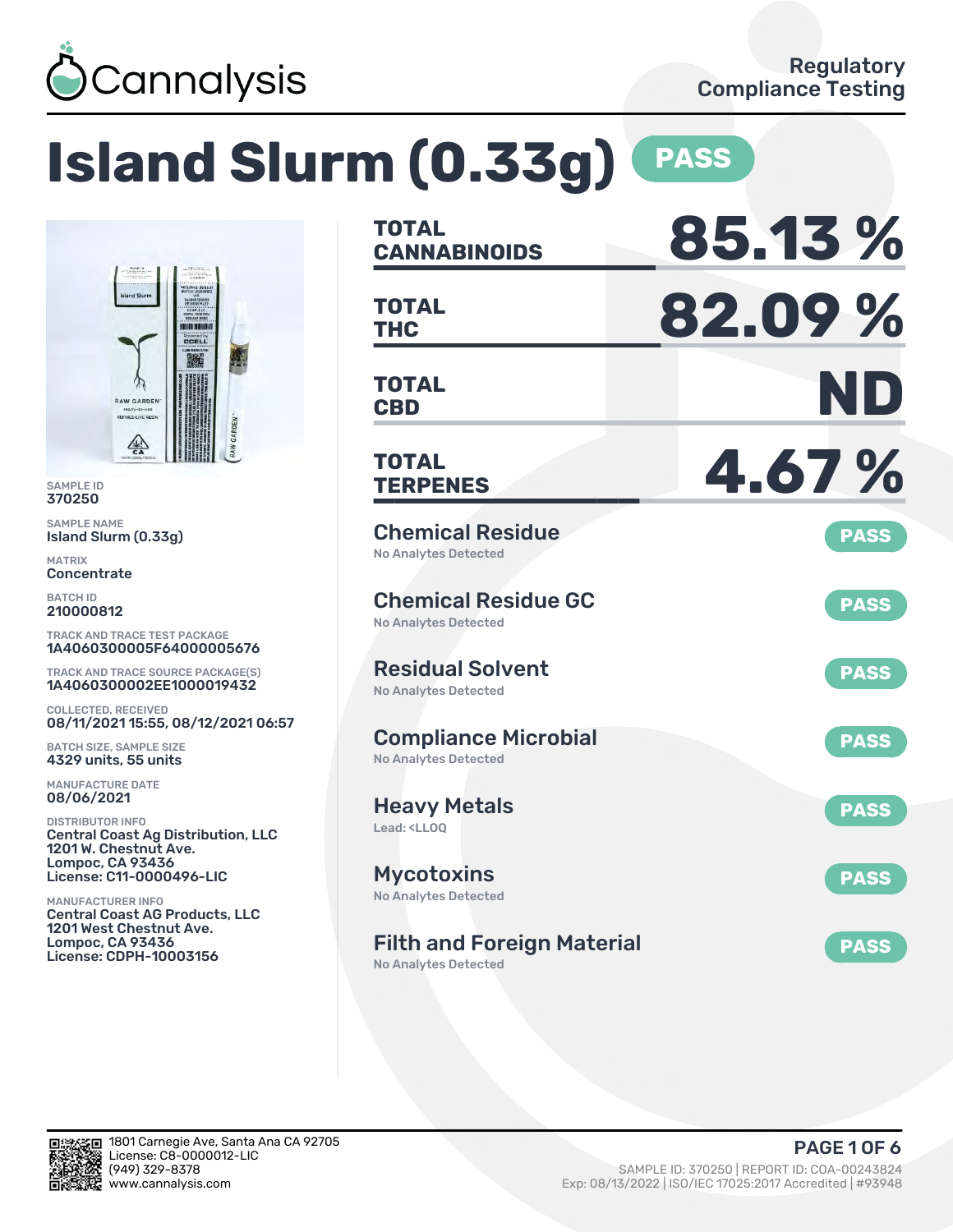Cannalysis

Regulatory Compliance Testing

# Island Slurm (0.33g) PASS

SAMPLE ID
370250

SAMPLE NAME
Island Slurm (0.33g)

MATRIX
Concentrate

BATCH ID
210000812

TRACK AND TRACE TEST PACKAGE
1A4060300005F64000005676

TRACK AND TRACE SOURCE PACKAGE(S)
1A4060300002EE1000019432

COLLECTED, RECEIVED
08/11/2021 15:55, 08/12/2021 06:57

BATCH SIZE, SAMPLE SIZE
4329 units, 55 units

MANUFACTURE DATE
08/06/2021

DISTRIBUTOR INFO
Central Coast Ag Distribution, LLC
1201 W. Chestnut Ave.
Lompoc, CA 93436
License: C11-0000496-LIC

MANUFACTURER INFO
Central Coast AG Products, LLC
1201 West Chestnut Ave.
Lompoc, CA 93436
License: CDPH-10003156

| | |
|---|---|
| TOTAL CANNABINOIDS | 85.13 % |
| TOTAL THC | 82.09 % |
| TOTAL CBD | ND |
| TOTAL TERPENES | 4.67 % |

| Test | Result |
|---|---|
| Chemical Residue — No Analytes Detected | PASS |
| Chemical Residue GC — No Analytes Detected | PASS |
| Residual Solvent — No Analytes Detected | PASS |
| Compliance Microbial — No Analytes Detected | PASS |
| Heavy Metals — Lead: <LLOQ | PASS |
| Mycotoxins — No Analytes Detected | PASS |
| Filth and Foreign Material — No Analytes Detected | PASS |

1801 Carnegie Ave, Santa Ana CA 92705
License: C8-0000012-LIC
(949) 329-8378
www.cannalysis.com

SAMPLE ID: 370250 | REPORT ID: COA-00243824
Exp: 08/13/2022 | ISO/IEC 17025:2017 Accredited | #93948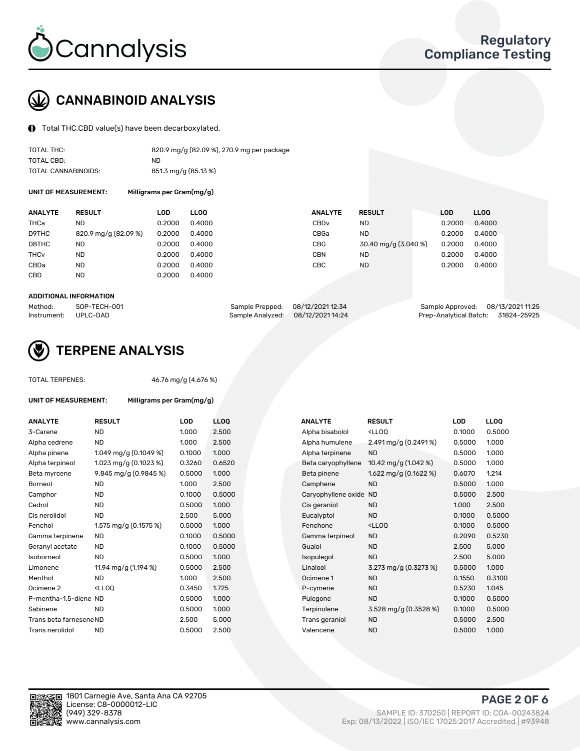# CANNABINOID ANALYSIS

Total THC,CBD value(s) have been decarboxylated.

| | |
|---|---|
| TOTAL THC: | 820.9 mg/g (82.09 %), 270.9 mg per package |
| TOTAL CBD: | ND |
| TOTAL CANNABINOIDS: | 851.3 mg/g (85.13 %) |

**UNIT OF MEASUREMENT:** Milligrams per Gram(mg/g)

| ANALYTE | RESULT | LOD | LLOQ | ANALYTE | RESULT | LOD | LLOQ |
|---|---|---|---|---|---|---|---|
| THCa | ND | 0.2000 | 0.4000 | CBDv | ND | 0.2000 | 0.4000 |
| D9THC | 820.9 mg/g (82.09 %) | 0.2000 | 0.4000 | CBGa | ND | 0.2000 | 0.4000 |
| D8THC | ND | 0.2000 | 0.4000 | CBG | 30.40 mg/g (3.040 %) | 0.2000 | 0.4000 |
| THCv | ND | 0.2000 | 0.4000 | CBN | ND | 0.2000 | 0.4000 |
| CBDa | ND | 0.2000 | 0.4000 | CBC | ND | 0.2000 | 0.4000 |
| CBD | ND | 0.2000 | 0.4000 | | | | |

**ADDITIONAL INFORMATION**

| | | | | | |
|---|---|---|---|---|---|
| Method: | SOP-TECH-001 | Sample Prepped: | 08/12/2021 12:34 | Sample Approved: | 08/13/2021 11:25 |
| Instrument: | UPLC-DAD | Sample Analyzed: | 08/12/2021 14:24 | Prep-Analytical Batch: | 31824-25925 |

# TERPENE ANALYSIS

TOTAL TERPENES: 46.76 mg/g (4.676 %)

**UNIT OF MEASUREMENT:** Milligrams per Gram(mg/g)

| ANALYTE | RESULT | LOD | LLOQ | ANALYTE | RESULT | LOD | LLOQ |
|---|---|---|---|---|---|---|---|
| 3-Carene | ND | 1.000 | 2.500 | Alpha bisabolol | <LLOQ | 0.1000 | 0.5000 |
| Alpha cedrene | ND | 1.000 | 2.500 | Alpha humulene | 2.491 mg/g (0.2491 %) | 0.5000 | 1.000 |
| Alpha pinene | 1.049 mg/g (0.1049 %) | 0.1000 | 1.000 | Alpha terpinene | ND | 0.5000 | 1.000 |
| Alpha terpineol | 1.023 mg/g (0.1023 %) | 0.3260 | 0.6520 | Beta caryophyllene | 10.42 mg/g (1.042 %) | 0.5000 | 1.000 |
| Beta myrcene | 9.845 mg/g (0.9845 %) | 0.5000 | 1.000 | Beta pinene | 1.622 mg/g (0.1622 %) | 0.6070 | 1.214 |
| Borneol | ND | 1.000 | 2.500 | Camphene | ND | 0.5000 | 1.000 |
| Camphor | ND | 0.1000 | 0.5000 | Caryophyllene oxide | ND | 0.5000 | 2.500 |
| Cedrol | ND | 0.5000 | 1.000 | Cis geraniol | ND | 1.000 | 2.500 |
| Cis nerolidol | ND | 2.500 | 5.000 | Eucalyptol | ND | 0.1000 | 0.5000 |
| Fenchol | 1.575 mg/g (0.1575 %) | 0.5000 | 1.000 | Fenchone | <LLOQ | 0.1000 | 0.5000 |
| Gamma terpinene | ND | 0.1000 | 0.5000 | Gamma terpineol | ND | 0.2090 | 0.5230 |
| Geranyl acetate | ND | 0.1000 | 0.5000 | Guaiol | ND | 2.500 | 5.000 |
| Isoborneol | ND | 0.5000 | 1.000 | Isopulegol | ND | 2.500 | 5.000 |
| Limonene | 11.94 mg/g (1.194 %) | 0.5000 | 2.500 | Linalool | 3.273 mg/g (0.3273 %) | 0.5000 | 1.000 |
| Menthol | ND | 1.000 | 2.500 | Ocimene 1 | ND | 0.1550 | 0.3100 |
| Ocimene 2 | <LLOQ | 0.3450 | 1.725 | P-cymene | ND | 0.5230 | 1.045 |
| P-mentha-1,5-diene | ND | 0.5000 | 1.000 | Pulegone | ND | 0.1000 | 0.5000 |
| Sabinene | ND | 0.5000 | 1.000 | Terpinolene | 3.528 mg/g (0.3528 %) | 0.1000 | 0.5000 |
| Trans beta farnesene | ND | 2.500 | 5.000 | Trans geraniol | ND | 0.5000 | 2.500 |
| Trans nerolidol | ND | 0.5000 | 2.500 | Valencene | ND | 0.5000 | 1.000 |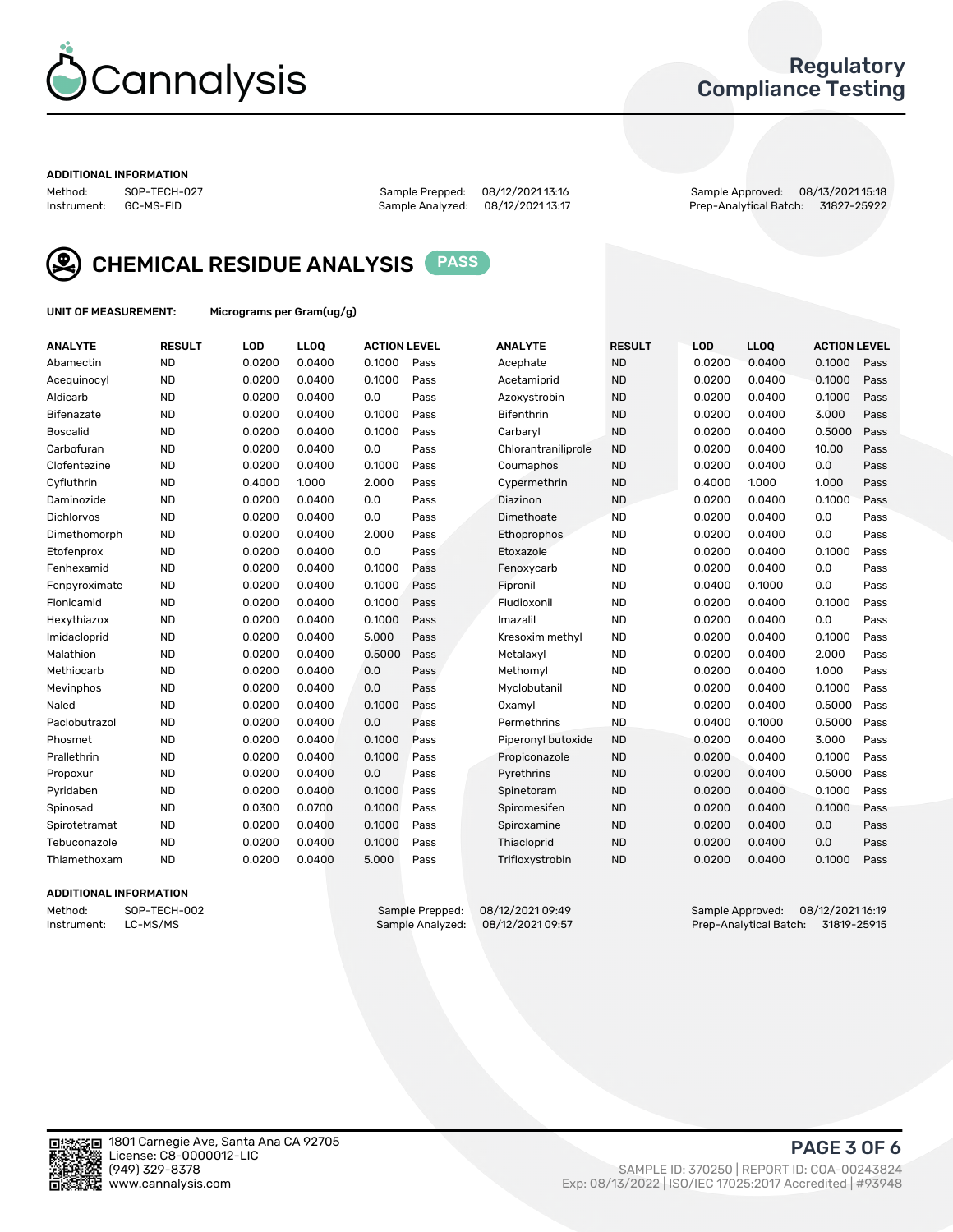# Cannalysis

## Regulatory Compliance Testing

**ADDITIONAL INFORMATION**

Method: SOP-TECH-027
Instrument: GC-MS-FID

Sample Prepped: 08/12/2021 13:16
Sample Analyzed: 08/12/2021 13:17

Sample Approved: 08/13/2021 15:18
Prep-Analytical Batch: 31827-25922

## CHEMICAL RESIDUE ANALYSIS PASS

**UNIT OF MEASUREMENT:** Micrograms per Gram(ug/g)

| ANALYTE | RESULT | LOD | LLOQ | ACTION LEVEL | | ANALYTE | RESULT | LOD | LLOQ | ACTION LEVEL | |
|---|---|---|---|---|---|---|---|---|---|---|---|
| Abamectin | ND | 0.0200 | 0.0400 | 0.1000 | Pass | Acephate | ND | 0.0200 | 0.0400 | 0.1000 | Pass |
| Acequinocyl | ND | 0.0200 | 0.0400 | 0.1000 | Pass | Acetamiprid | ND | 0.0200 | 0.0400 | 0.1000 | Pass |
| Aldicarb | ND | 0.0200 | 0.0400 | 0.0 | Pass | Azoxystrobin | ND | 0.0200 | 0.0400 | 0.1000 | Pass |
| Bifenazate | ND | 0.0200 | 0.0400 | 0.1000 | Pass | Bifenthrin | ND | 0.0200 | 0.0400 | 3.000 | Pass |
| Boscalid | ND | 0.0200 | 0.0400 | 0.1000 | Pass | Carbaryl | ND | 0.0200 | 0.0400 | 0.5000 | Pass |
| Carbofuran | ND | 0.0200 | 0.0400 | 0.0 | Pass | Chlorantraniliprole | ND | 0.0200 | 0.0400 | 10.00 | Pass |
| Clofentezine | ND | 0.0200 | 0.0400 | 0.1000 | Pass | Coumaphos | ND | 0.0200 | 0.0400 | 0.0 | Pass |
| Cyfluthrin | ND | 0.4000 | 1.000 | 2.000 | Pass | Cypermethrin | ND | 0.4000 | 1.000 | 1.000 | Pass |
| Daminozide | ND | 0.0200 | 0.0400 | 0.0 | Pass | Diazinon | ND | 0.0200 | 0.0400 | 0.1000 | Pass |
| Dichlorvos | ND | 0.0200 | 0.0400 | 0.0 | Pass | Dimethoate | ND | 0.0200 | 0.0400 | 0.0 | Pass |
| Dimethomorph | ND | 0.0200 | 0.0400 | 2.000 | Pass | Ethoprophos | ND | 0.0200 | 0.0400 | 0.0 | Pass |
| Etofenprox | ND | 0.0200 | 0.0400 | 0.0 | Pass | Etoxazole | ND | 0.0200 | 0.0400 | 0.1000 | Pass |
| Fenhexamid | ND | 0.0200 | 0.0400 | 0.1000 | Pass | Fenoxycarb | ND | 0.0200 | 0.0400 | 0.0 | Pass |
| Fenpyroximate | ND | 0.0200 | 0.0400 | 0.1000 | Pass | Fipronil | ND | 0.0400 | 0.1000 | 0.0 | Pass |
| Flonicamid | ND | 0.0200 | 0.0400 | 0.1000 | Pass | Fludioxonil | ND | 0.0200 | 0.0400 | 0.1000 | Pass |
| Hexythiazox | ND | 0.0200 | 0.0400 | 0.1000 | Pass | Imazalil | ND | 0.0200 | 0.0400 | 0.0 | Pass |
| Imidacloprid | ND | 0.0200 | 0.0400 | 5.000 | Pass | Kresoxim methyl | ND | 0.0200 | 0.0400 | 0.1000 | Pass |
| Malathion | ND | 0.0200 | 0.0400 | 0.5000 | Pass | Metalaxyl | ND | 0.0200 | 0.0400 | 2.000 | Pass |
| Methiocarb | ND | 0.0200 | 0.0400 | 0.0 | Pass | Methomyl | ND | 0.0200 | 0.0400 | 1.000 | Pass |
| Mevinphos | ND | 0.0200 | 0.0400 | 0.0 | Pass | Myclobutanil | ND | 0.0200 | 0.0400 | 0.1000 | Pass |
| Naled | ND | 0.0200 | 0.0400 | 0.1000 | Pass | Oxamyl | ND | 0.0200 | 0.0400 | 0.5000 | Pass |
| Paclobutrazol | ND | 0.0200 | 0.0400 | 0.0 | Pass | Permethrins | ND | 0.0400 | 0.1000 | 0.5000 | Pass |
| Phosmet | ND | 0.0200 | 0.0400 | 0.1000 | Pass | Piperonyl butoxide | ND | 0.0200 | 0.0400 | 3.000 | Pass |
| Prallethrin | ND | 0.0200 | 0.0400 | 0.1000 | Pass | Propiconazole | ND | 0.0200 | 0.0400 | 0.1000 | Pass |
| Propoxur | ND | 0.0200 | 0.0400 | 0.0 | Pass | Pyrethrins | ND | 0.0200 | 0.0400 | 0.5000 | Pass |
| Pyridaben | ND | 0.0200 | 0.0400 | 0.1000 | Pass | Spinetoram | ND | 0.0200 | 0.0400 | 0.1000 | Pass |
| Spinosad | ND | 0.0300 | 0.0700 | 0.1000 | Pass | Spiromesifen | ND | 0.0200 | 0.0400 | 0.1000 | Pass |
| Spirotetramat | ND | 0.0200 | 0.0400 | 0.1000 | Pass | Spiroxamine | ND | 0.0200 | 0.0400 | 0.0 | Pass |
| Tebuconazole | ND | 0.0200 | 0.0400 | 0.1000 | Pass | Thiacloprid | ND | 0.0200 | 0.0400 | 0.0 | Pass |
| Thiamethoxam | ND | 0.0200 | 0.0400 | 5.000 | Pass | Trifloxystrobin | ND | 0.0200 | 0.0400 | 0.1000 | Pass |

**ADDITIONAL INFORMATION**

Method: SOP-TECH-002
Instrument: LC-MS/MS

Sample Prepped: 08/12/2021 09:49
Sample Analyzed: 08/12/2021 09:57

Sample Approved: 08/12/2021 16:19
Prep-Analytical Batch: 31819-25915

1801 Carnegie Ave, Santa Ana CA 92705
License: C8-0000012-LIC
(949) 329-8378
www.cannalysis.com

SAMPLE ID: 370250 | REPORT ID: COA-00243824
Exp: 08/13/2022 | ISO/IEC 17025:2017 Accredited | #93948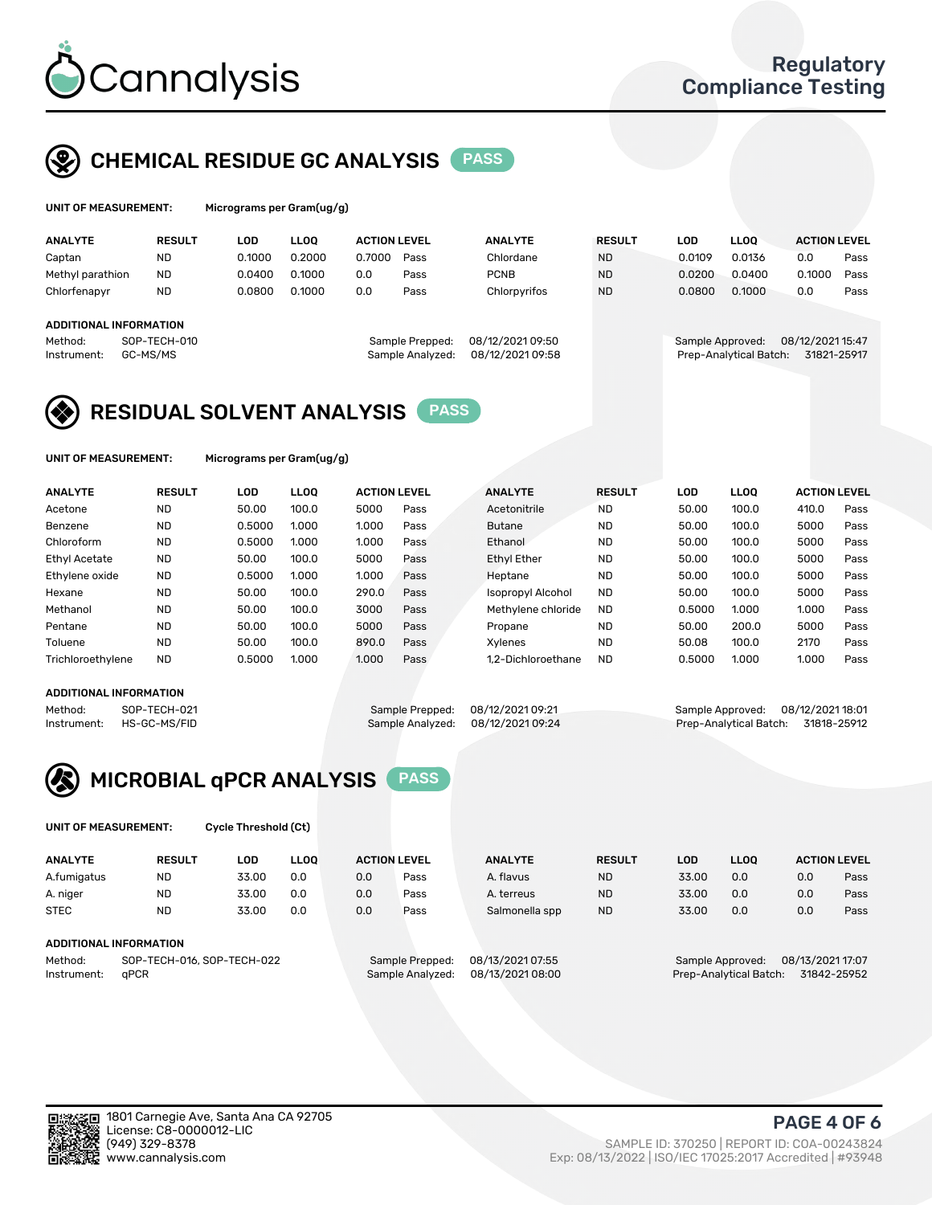Cannalysis

Regulatory Compliance Testing

## CHEMICAL RESIDUE GC ANALYSIS PASS

**UNIT OF MEASUREMENT:** Micrograms per Gram(ug/g)

| ANALYTE | RESULT | LOD | LLOQ | ACTION LEVEL | | ANALYTE | RESULT | LOD | LLOQ | ACTION LEVEL | |
|---|---|---|---|---|---|---|---|---|---|---|---|
| Captan | ND | 0.1000 | 0.2000 | 0.7000 | Pass | Chlordane | ND | 0.0109 | 0.0136 | 0.0 | Pass |
| Methyl parathion | ND | 0.0400 | 0.1000 | 0.0 | Pass | PCNB | ND | 0.0200 | 0.0400 | 0.1000 | Pass |
| Chlorfenapyr | ND | 0.0800 | 0.1000 | 0.0 | Pass | Chlorpyrifos | ND | 0.0800 | 0.1000 | 0.0 | Pass |

**ADDITIONAL INFORMATION**

Method: SOP-TECH-010
Instrument: GC-MS/MS
Sample Prepped: 08/12/2021 09:50
Sample Analyzed: 08/12/2021 09:58
Sample Approved: 08/12/2021 15:47
Prep-Analytical Batch: 31821-25917

## RESIDUAL SOLVENT ANALYSIS PASS

**UNIT OF MEASUREMENT:** Micrograms per Gram(ug/g)

| ANALYTE | RESULT | LOD | LLOQ | ACTION LEVEL | | ANALYTE | RESULT | LOD | LLOQ | ACTION LEVEL | |
|---|---|---|---|---|---|---|---|---|---|---|---|
| Acetone | ND | 50.00 | 100.0 | 5000 | Pass | Acetonitrile | ND | 50.00 | 100.0 | 410.0 | Pass |
| Benzene | ND | 0.5000 | 1.000 | 1.000 | Pass | Butane | ND | 50.00 | 100.0 | 5000 | Pass |
| Chloroform | ND | 0.5000 | 1.000 | 1.000 | Pass | Ethanol | ND | 50.00 | 100.0 | 5000 | Pass |
| Ethyl Acetate | ND | 50.00 | 100.0 | 5000 | Pass | Ethyl Ether | ND | 50.00 | 100.0 | 5000 | Pass |
| Ethylene oxide | ND | 0.5000 | 1.000 | 1.000 | Pass | Heptane | ND | 50.00 | 100.0 | 5000 | Pass |
| Hexane | ND | 50.00 | 100.0 | 290.0 | Pass | Isopropyl Alcohol | ND | 50.00 | 100.0 | 5000 | Pass |
| Methanol | ND | 50.00 | 100.0 | 3000 | Pass | Methylene chloride | ND | 0.5000 | 1.000 | 1.000 | Pass |
| Pentane | ND | 50.00 | 100.0 | 5000 | Pass | Propane | ND | 50.00 | 200.0 | 5000 | Pass |
| Toluene | ND | 50.00 | 100.0 | 890.0 | Pass | Xylenes | ND | 50.08 | 100.0 | 2170 | Pass |
| Trichloroethylene | ND | 0.5000 | 1.000 | 1.000 | Pass | 1,2-Dichloroethane | ND | 0.5000 | 1.000 | 1.000 | Pass |

**ADDITIONAL INFORMATION**

Method: SOP-TECH-021
Instrument: HS-GC-MS/FID
Sample Prepped: 08/12/2021 09:21
Sample Analyzed: 08/12/2021 09:24
Sample Approved: 08/12/2021 18:01
Prep-Analytical Batch: 31818-25912

## MICROBIAL qPCR ANALYSIS PASS

**UNIT OF MEASUREMENT:** Cycle Threshold (Ct)

| ANALYTE | RESULT | LOD | LLOQ | ACTION LEVEL | | ANALYTE | RESULT | LOD | LLOQ | ACTION LEVEL | |
|---|---|---|---|---|---|---|---|---|---|---|---|
| A.fumigatus | ND | 33.00 | 0.0 | 0.0 | Pass | A. flavus | ND | 33.00 | 0.0 | 0.0 | Pass |
| A. niger | ND | 33.00 | 0.0 | 0.0 | Pass | A. terreus | ND | 33.00 | 0.0 | 0.0 | Pass |
| STEC | ND | 33.00 | 0.0 | 0.0 | Pass | Salmonella spp | ND | 33.00 | 0.0 | 0.0 | Pass |

**ADDITIONAL INFORMATION**

Method: SOP-TECH-016, SOP-TECH-022
Instrument: qPCR
Sample Prepped: 08/13/2021 07:55
Sample Analyzed: 08/13/2021 08:00
Sample Approved: 08/13/2021 17:07
Prep-Analytical Batch: 31842-25952

1801 Carnegie Ave, Santa Ana CA 92705
License: C8-0000012-LIC
(949) 329-8378
www.cannalysis.com

SAMPLE ID: 370250 | REPORT ID: COA-00243824
Exp: 08/13/2022 | ISO/IEC 17025:2017 Accredited | #93948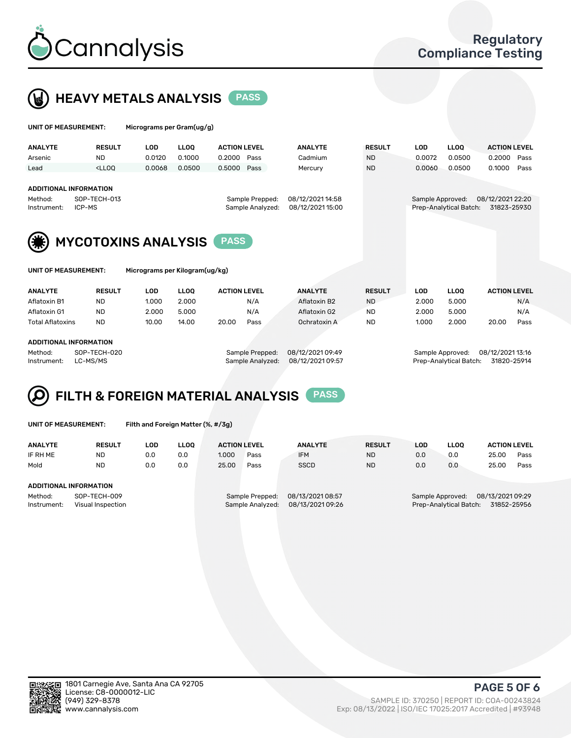# HEAVY METALS ANALYSIS PASS

**UNIT OF MEASUREMENT:** Micrograms per Gram(ug/g)

| ANALYTE | RESULT | LOD | LLOQ | ACTION LEVEL | | ANALYTE | RESULT | LOD | LLOQ | ACTION LEVEL | |
|---|---|---|---|---|---|---|---|---|---|---|---|
| Arsenic | ND | 0.0120 | 0.1000 | 0.2000 | Pass | Cadmium | ND | 0.0072 | 0.0500 | 0.2000 | Pass |
| Lead | <LLOQ | 0.0068 | 0.0500 | 0.5000 | Pass | Mercury | ND | 0.0060 | 0.0500 | 0.1000 | Pass |

**ADDITIONAL INFORMATION**

Method: SOP-TECH-013
Instrument: ICP-MS
Sample Prepped: 08/12/2021 14:58
Sample Analyzed: 08/12/2021 15:00
Sample Approved: 08/12/2021 22:20
Prep-Analytical Batch: 31823-25930

# MYCOTOXINS ANALYSIS PASS

**UNIT OF MEASUREMENT:** Micrograms per Kilogram(ug/kg)

| ANALYTE | RESULT | LOD | LLOQ | ACTION LEVEL | | ANALYTE | RESULT | LOD | LLOQ | ACTION LEVEL | |
|---|---|---|---|---|---|---|---|---|---|---|---|
| Aflatoxin B1 | ND | 1.000 | 2.000 | | N/A | Aflatoxin B2 | ND | 2.000 | 5.000 | | N/A |
| Aflatoxin G1 | ND | 2.000 | 5.000 | | N/A | Aflatoxin G2 | ND | 2.000 | 5.000 | | N/A |
| Total Aflatoxins | ND | 10.00 | 14.00 | 20.00 | Pass | Ochratoxin A | ND | 1.000 | 2.000 | 20.00 | Pass |

**ADDITIONAL INFORMATION**

Method: SOP-TECH-020
Instrument: LC-MS/MS
Sample Prepped: 08/12/2021 09:49
Sample Analyzed: 08/12/2021 09:57
Sample Approved: 08/12/2021 13:16
Prep-Analytical Batch: 31820-25914

# FILTH & FOREIGN MATERIAL ANALYSIS PASS

**UNIT OF MEASUREMENT:** Filth and Foreign Matter (%, #/3g)

| ANALYTE | RESULT | LOD | LLOQ | ACTION LEVEL | | ANALYTE | RESULT | LOD | LLOQ | ACTION LEVEL | |
|---|---|---|---|---|---|---|---|---|---|---|---|
| IF RH ME | ND | 0.0 | 0.0 | 1.000 | Pass | IFM | ND | 0.0 | 0.0 | 25.00 | Pass |
| Mold | ND | 0.0 | 0.0 | 25.00 | Pass | SSCD | ND | 0.0 | 0.0 | 25.00 | Pass |

**ADDITIONAL INFORMATION**

Method: SOP-TECH-009
Instrument: Visual Inspection
Sample Prepped: 08/13/2021 08:57
Sample Analyzed: 08/13/2021 09:26
Sample Approved: 08/13/2021 09:29
Prep-Analytical Batch: 31852-25956

1801 Carnegie Ave, Santa Ana CA 92705
License: C8-0000012-LIC
(949) 329-8378
www.cannalysis.com

SAMPLE ID: 370250 | REPORT ID: COA-00243824
Exp: 08/13/2022 | ISO/IEC 17025:2017 Accredited | #93948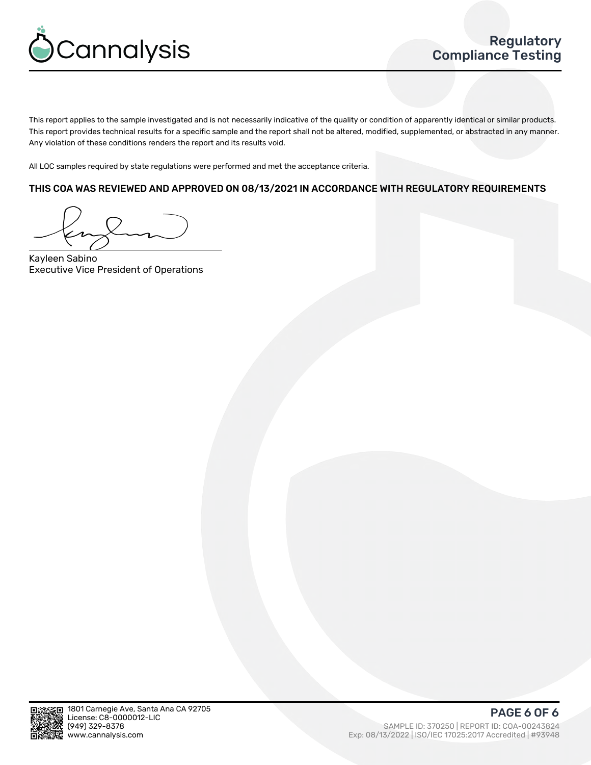This report applies to the sample investigated and is not necessarily indicative of the quality or condition of apparently identical or similar products. This report provides technical results for a specific sample and the report shall not be altered, modified, supplemented, or abstracted in any manner. Any violation of these conditions renders the report and its results void.

All LQC samples required by state regulations were performed and met the acceptance criteria.

**THIS COA WAS REVIEWED AND APPROVED ON 08/13/2021 IN ACCORDANCE WITH REGULATORY REQUIREMENTS**

Kayleen Sabino
Executive Vice President of Operations